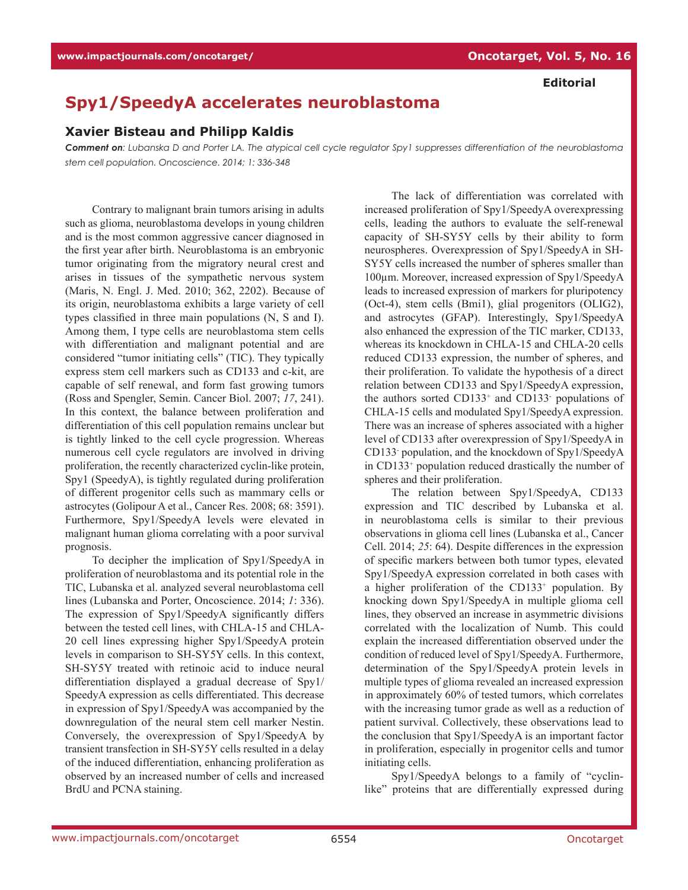**Editorial**

# Spy1/SpeedyA accelerates neuroblastoma

## Xavier Bisteau and Philipp Kaldis

***Comment on**: Lubanska D and Porter LA. The atypical cell cycle regulator Spy1 suppresses differentiation of the neuroblastoma stem cell population. Oncoscience. 2014; 1: 336-348*

Contrary to malignant brain tumors arising in adults such as glioma, neuroblastoma develops in young children and is the most common aggressive cancer diagnosed in the first year after birth. Neuroblastoma is an embryonic tumor originating from the migratory neural crest and arises in tissues of the sympathetic nervous system (Maris, N. Engl. J. Med. 2010; 362, 2202). Because of its origin, neuroblastoma exhibits a large variety of cell types classified in three main populations (N, S and I). Among them, I type cells are neuroblastoma stem cells with differentiation and malignant potential and are considered "tumor initiating cells" (TIC). They typically express stem cell markers such as CD133 and c-kit, are capable of self renewal, and form fast growing tumors (Ross and Spengler, Semin. Cancer Biol. 2007; *17*, 241). In this context, the balance between proliferation and differentiation of this cell population remains unclear but is tightly linked to the cell cycle progression. Whereas numerous cell cycle regulators are involved in driving proliferation, the recently characterized cyclin-like protein, Spy1 (SpeedyA), is tightly regulated during proliferation of different progenitor cells such as mammary cells or astrocytes (Golipour A et al., Cancer Res. 2008; 68: 3591). Furthermore, Spy1/SpeedyA levels were elevated in malignant human glioma correlating with a poor survival prognosis.

To decipher the implication of Spy1/SpeedyA in proliferation of neuroblastoma and its potential role in the TIC, Lubanska et al. analyzed several neuroblastoma cell lines (Lubanska and Porter, Oncoscience. 2014; *1*: 336). The expression of Spy1/SpeedyA significantly differs between the tested cell lines, with CHLA-15 and CHLA-20 cell lines expressing higher Spy1/SpeedyA protein levels in comparison to SH-SY5Y cells. In this context, SH-SY5Y treated with retinoic acid to induce neural differentiation displayed a gradual decrease of Spy1/SpeedyA expression as cells differentiated. This decrease in expression of Spy1/SpeedyA was accompanied by the downregulation of the neural stem cell marker Nestin. Conversely, the overexpression of Spy1/SpeedyA by transient transfection in SH-SY5Y cells resulted in a delay of the induced differentiation, enhancing proliferation as observed by an increased number of cells and increased BrdU and PCNA staining.

The lack of differentiation was correlated with increased proliferation of Spy1/SpeedyA overexpressing cells, leading the authors to evaluate the self-renewal capacity of SH-SY5Y cells by their ability to form neurospheres. Overexpression of Spy1/SpeedyA in SH-SY5Y cells increased the number of spheres smaller than 100µm. Moreover, increased expression of Spy1/SpeedyA leads to increased expression of markers for pluripotency (Oct-4), stem cells (Bmi1), glial progenitors (OLIG2), and astrocytes (GFAP). Interestingly, Spy1/SpeedyA also enhanced the expression of the TIC marker, CD133, whereas its knockdown in CHLA-15 and CHLA-20 cells reduced CD133 expression, the number of spheres, and their proliferation. To validate the hypothesis of a direct relation between CD133 and Spy1/SpeedyA expression, the authors sorted CD133$^+$ and CD133$^-$ populations of CHLA-15 cells and modulated Spy1/SpeedyA expression. There was an increase of spheres associated with a higher level of CD133 after overexpression of Spy1/SpeedyA in CD133$^-$ population, and the knockdown of Spy1/SpeedyA in CD133$^+$ population reduced drastically the number of spheres and their proliferation.

The relation between Spy1/SpeedyA, CD133 expression and TIC described by Lubanska et al. in neuroblastoma cells is similar to their previous observations in glioma cell lines (Lubanska et al., Cancer Cell. 2014; *25*: 64). Despite differences in the expression of specific markers between both tumor types, elevated Spy1/SpeedyA expression correlated in both cases with a higher proliferation of the CD133$^+$ population. By knocking down Spy1/SpeedyA in multiple glioma cell lines, they observed an increase in asymmetric divisions correlated with the localization of Numb. This could explain the increased differentiation observed under the condition of reduced level of Spy1/SpeedyA. Furthermore, determination of the Spy1/SpeedyA protein levels in multiple types of glioma revealed an increased expression in approximately 60% of tested tumors, which correlates with the increasing tumor grade as well as a reduction of patient survival. Collectively, these observations lead to the conclusion that Spy1/SpeedyA is an important factor in proliferation, especially in progenitor cells and tumor initiating cells.

Spy1/SpeedyA belongs to a family of "cyclin-like" proteins that are differentially expressed during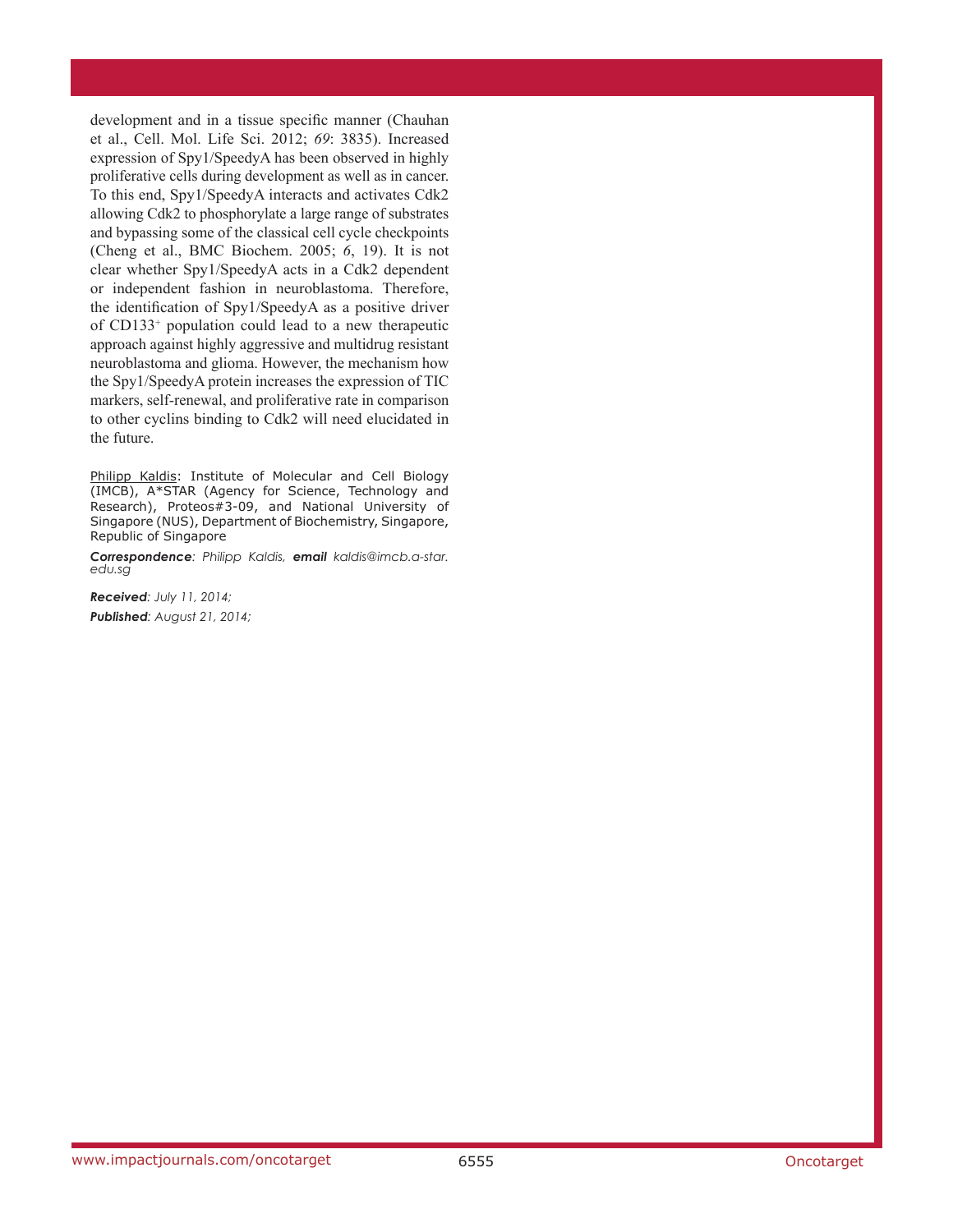development and in a tissue specific manner (Chauhan et al., Cell. Mol. Life Sci. 2012; *69*: 3835). Increased expression of Spy1/SpeedyA has been observed in highly proliferative cells during development as well as in cancer. To this end, Spy1/SpeedyA interacts and activates Cdk2 allowing Cdk2 to phosphorylate a large range of substrates and bypassing some of the classical cell cycle checkpoints (Cheng et al., BMC Biochem. 2005; *6*, 19). It is not clear whether Spy1/SpeedyA acts in a Cdk2 dependent or independent fashion in neuroblastoma. Therefore, the identification of Spy1/SpeedyA as a positive driver of $CD133^+$ population could lead to a new therapeutic approach against highly aggressive and multidrug resistant neuroblastoma and glioma. However, the mechanism how the Spy1/SpeedyA protein increases the expression of TIC markers, self-renewal, and proliferative rate in comparison to other cyclins binding to Cdk2 will need elucidated in the future.

Philipp Kaldis: Institute of Molecular and Cell Biology (IMCB), A*STAR (Agency for Science, Technology and Research), Proteos#3-09, and National University of Singapore (NUS), Department of Biochemistry, Singapore, Republic of Singapore

***Correspondence***: *Philipp Kaldis,* ***email*** *kaldis@imcb.a-star.edu.sg*

***Received***: *July 11, 2014;*

***Published***: *August 21, 2014;*